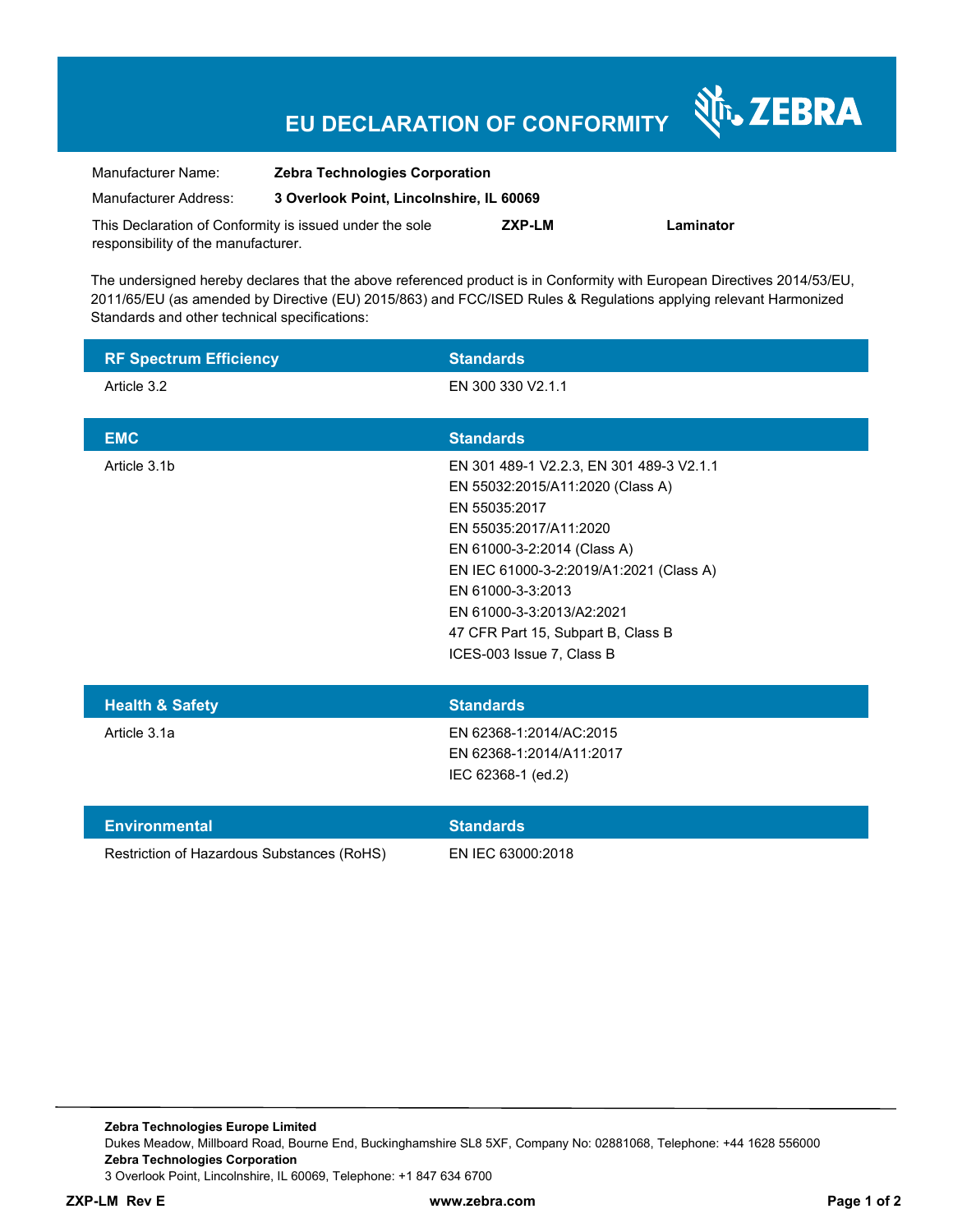# EU DECLARATION OF CONFORMITY

ZEBRA

Manufacturer Name: **Zebra Technologies Corporation**

Manufacturer Address: **3 Overlook Point, Lincolnshire, IL 60069**

This Declaration of Conformity is issued under the sole responsibility of the manufacturer. **ZXP-LM** **Laminator**

The undersigned hereby declares that the above referenced product is in Conformity with European Directives 2014/53/EU, 2011/65/EU (as amended by Directive (EU) 2015/863) and FCC/ISED Rules & Regulations applying relevant Harmonized Standards and other technical specifications:

| RF Spectrum Efficiency | Standards |
|---|---|
| Article 3.2 | EN 300 330 V2.1.1 |

| EMC | Standards |
|---|---|
| Article 3.1b | EN 301 489-1 V2.2.3, EN 301 489-3 V2.1.1<br>EN 55032:2015/A11:2020 (Class A)<br>EN 55035:2017<br>EN 55035:2017/A11:2020<br>EN 61000-3-2:2014 (Class A)<br>EN IEC 61000-3-2:2019/A1:2021 (Class A)<br>EN 61000-3-3:2013<br>EN 61000-3-3:2013/A2:2021<br>47 CFR Part 15, Subpart B, Class B<br>ICES-003 Issue 7, Class B |

| Health & Safety | Standards |
|---|---|
| Article 3.1a | EN 62368-1:2014/AC:2015<br>EN 62368-1:2014/A11:2017<br>IEC 62368-1 (ed.2) |

| Environmental | Standards |
|---|---|
| Restriction of Hazardous Substances (RoHS) | EN IEC 63000:2018 |

**Zebra Technologies Europe Limited**
Dukes Meadow, Millboard Road, Bourne End, Buckinghamshire SL8 5XF, Company No: 02881068, Telephone: +44 1628 556000
**Zebra Technologies Corporation**
3 Overlook Point, Lincolnshire, IL 60069, Telephone: +1 847 634 6700

**ZXP-LM Rev E** **www.zebra.com**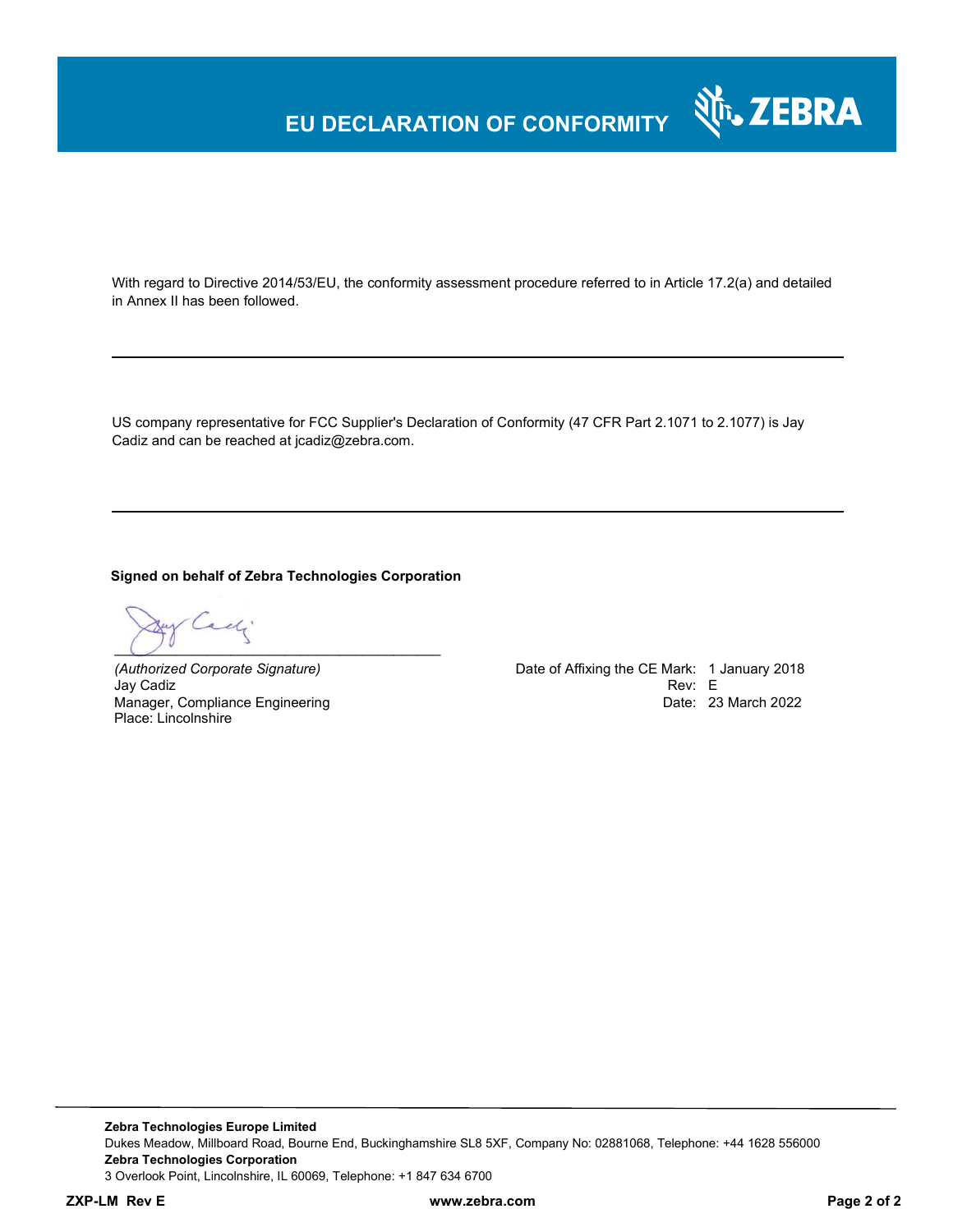# EU DECLARATION OF CONFORMITY

With regard to Directive 2014/53/EU, the conformity assessment procedure referred to in Article 17.2(a) and detailed in Annex II has been followed.

---

US company representative for FCC Supplier's Declaration of Conformity (47 CFR Part 2.1071 to 2.1077) is Jay Cadiz and can be reached at jcadiz@zebra.com.

---

**Signed on behalf of Zebra Technologies Corporation**

_(Authorized Corporate Signature)_
Jay Cadiz
Manager, Compliance Engineering
Place: Lincolnshire

Date of Affixing the CE Mark: 1 January 2018
Rev: E
Date: 23 March 2022

**Zebra Technologies Europe Limited**
Dukes Meadow, Millboard Road, Bourne End, Buckinghamshire SL8 5XF, Company No: 02881068, Telephone: +44 1628 556000
**Zebra Technologies Corporation**
3 Overlook Point, Lincolnshire, IL 60069, Telephone: +1 847 634 6700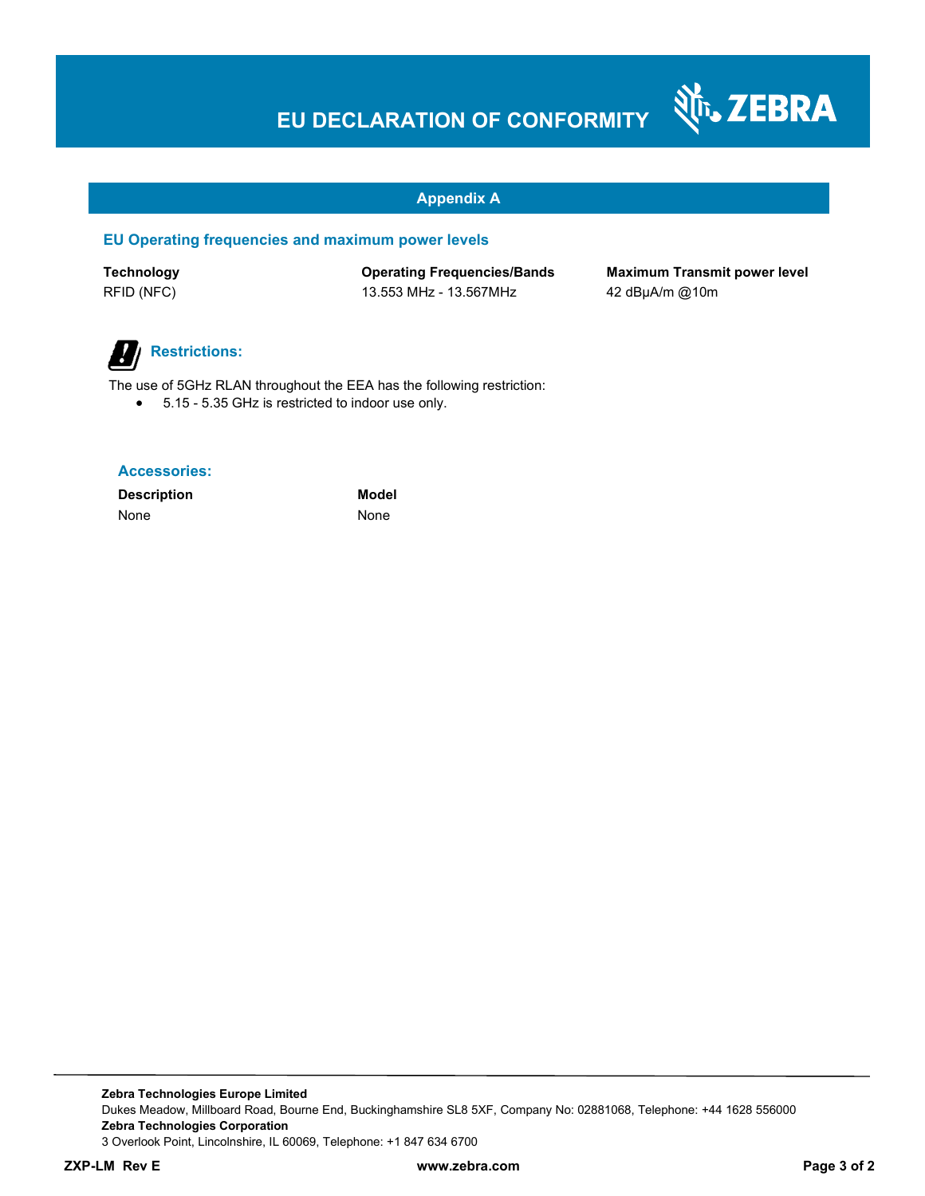# EU DECLARATION OF CONFORMITY

## Appendix A

### EU Operating frequencies and maximum power levels

| Technology | Operating Frequencies/Bands | Maximum Transmit power level |
|---|---|---|
| RFID (NFC) | 13.553 MHz - 13.567MHz | 42 dBμA/m @10m |

### Restrictions:

The use of 5GHz RLAN throughout the EEA has the following restriction:

- 5.15 - 5.35 GHz is restricted to indoor use only.

### Accessories:

| Description | Model |
|---|---|
| None | None |

**Zebra Technologies Europe Limited**
Dukes Meadow, Millboard Road, Bourne End, Buckinghamshire SL8 5XF, Company No: 02881068, Telephone: +44 1628 556000
**Zebra Technologies Corporation**
3 Overlook Point, Lincolnshire, IL 60069, Telephone: +1 847 634 6700